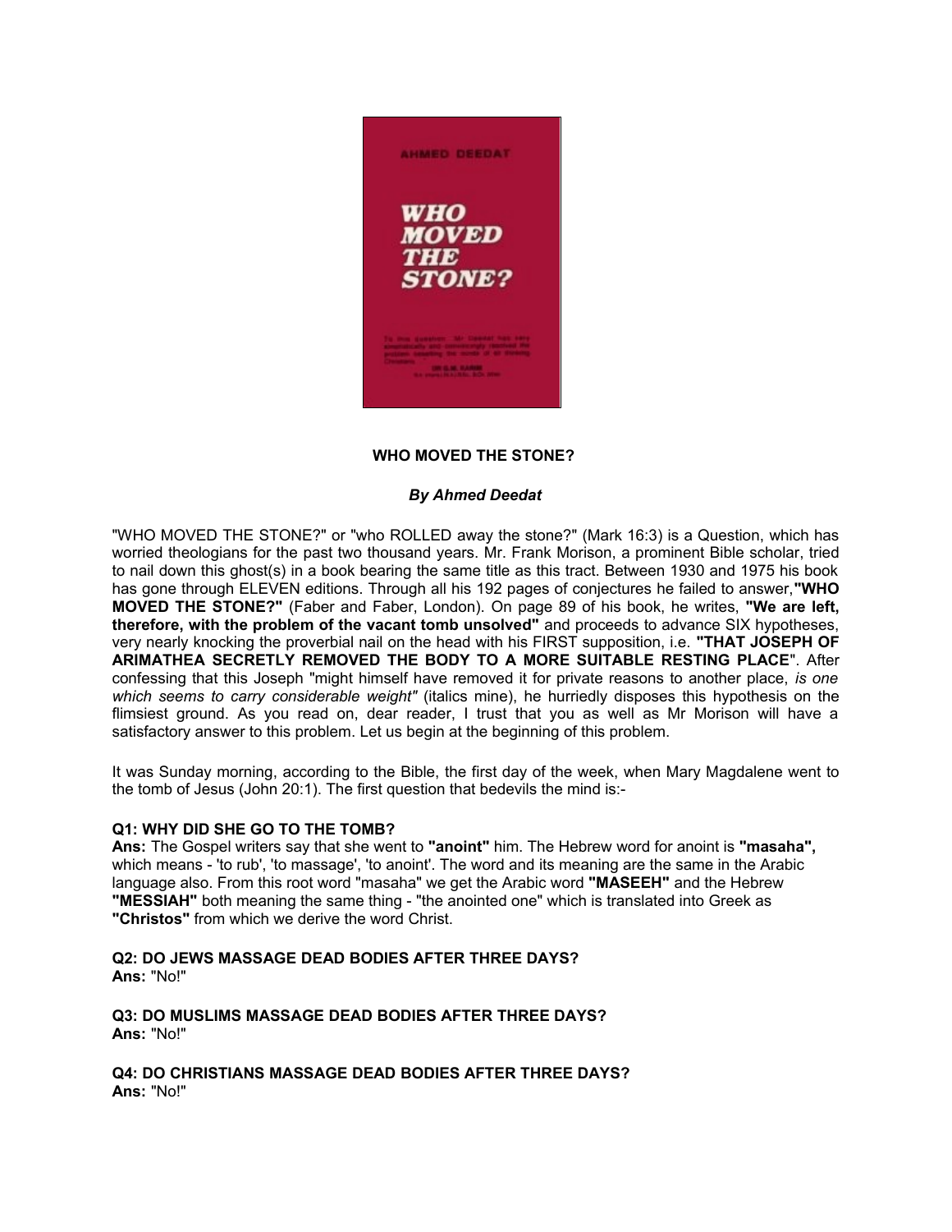**WHO MOVED THE STONE?**

***By Ahmed Deedat***

"WHO MOVED THE STONE?" or "who ROLLED away the stone?" (Mark 16:3) is a Question, which has worried theologians for the past two thousand years. Mr. Frank Morison, a prominent Bible scholar, tried to nail down this ghost(s) in a book bearing the same title as this tract. Between 1930 and 1975 his book has gone through ELEVEN editions. Through all his 192 pages of conjectures he failed to answer, **"WHO MOVED THE STONE?"** (Faber and Faber, London). On page 89 of his book, he writes, **"We are left, therefore, with the problem of the vacant tomb unsolved"** and proceeds to advance SIX hypotheses, very nearly knocking the proverbial nail on the head with his FIRST supposition, i.e. **"THAT JOSEPH OF ARIMATHEA SECRETLY REMOVED THE BODY TO A MORE SUITABLE RESTING PLACE"**. After confessing that this Joseph "might himself have removed it for private reasons to another place, *is one which seems to carry considerable weight"* (italics mine), he hurriedly disposes this hypothesis on the flimsiest ground. As you read on, dear reader, I trust that you as well as Mr Morison will have a satisfactory answer to this problem. Let us begin at the beginning of this problem.

It was Sunday morning, according to the Bible, the first day of the week, when Mary Magdalene went to the tomb of Jesus (John 20:1). The first question that bedevils the mind is:-

**Q1: WHY DID SHE GO TO THE TOMB?**
**Ans:** The Gospel writers say that she went to **"anoint"** him. The Hebrew word for anoint is **"masaha",** which means - 'to rub', 'to massage', 'to anoint'. The word and its meaning are the same in the Arabic language also. From this root word "masaha" we get the Arabic word **"MASEEH"** and the Hebrew **"MESSIAH"** both meaning the same thing - "the anointed one" which is translated into Greek as **"Christos"** from which we derive the word Christ.

**Q2: DO JEWS MASSAGE DEAD BODIES AFTER THREE DAYS?**
**Ans:** "No!"

**Q3: DO MUSLIMS MASSAGE DEAD BODIES AFTER THREE DAYS?**
**Ans:** "No!"

**Q4: DO CHRISTIANS MASSAGE DEAD BODIES AFTER THREE DAYS?**
**Ans:** "No!"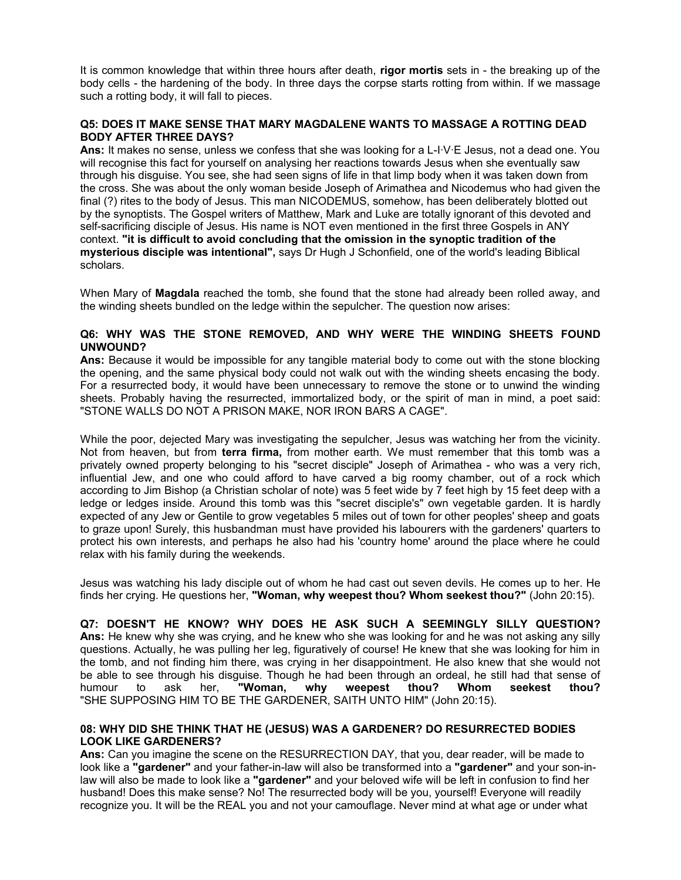It is common knowledge that within three hours after death, **rigor mortis** sets in - the breaking up of the body cells - the hardening of the body. In three days the corpse starts rotting from within. If we massage such a rotting body, it will fall to pieces.

**Q5: DOES IT MAKE SENSE THAT MARY MAGDALENE WANTS TO MASSAGE A ROTTING DEAD BODY AFTER THREE DAYS?**

**Ans:** It makes no sense, unless we confess that she was looking for a L-I·V·E Jesus, not a dead one. You will recognise this fact for yourself on analysing her reactions towards Jesus when she eventually saw through his disguise. You see, she had seen signs of life in that limp body when it was taken down from the cross. She was about the only woman beside Joseph of Arimathea and Nicodemus who had given the final (?) rites to the body of Jesus. This man NICODEMUS, somehow, has been deliberately blotted out by the synoptists. The Gospel writers of Matthew, Mark and Luke are totally ignorant of this devoted and self-sacrificing disciple of Jesus. His name is NOT even mentioned in the first three Gospels in ANY context. **"it is difficult to avoid concluding that the omission in the synoptic tradition of the mysterious disciple was intentional",** says Dr Hugh J Schonfield, one of the world's leading Biblical scholars.

When Mary of **Magdala** reached the tomb, she found that the stone had already been rolled away, and the winding sheets bundled on the ledge within the sepulcher. The question now arises:

**Q6: WHY WAS THE STONE REMOVED, AND WHY WERE THE WINDING SHEETS FOUND UNWOUND?**

**Ans:** Because it would be impossible for any tangible material body to come out with the stone blocking the opening, and the same physical body could not walk out with the winding sheets encasing the body. For a resurrected body, it would have been unnecessary to remove the stone or to unwind the winding sheets. Probably having the resurrected, immortalized body, or the spirit of man in mind, a poet said: "STONE WALLS DO NOT A PRISON MAKE, NOR IRON BARS A CAGE".

While the poor, dejected Mary was investigating the sepulcher, Jesus was watching her from the vicinity. Not from heaven, but from **terra firma,** from mother earth. We must remember that this tomb was a privately owned property belonging to his "secret disciple" Joseph of Arimathea - who was a very rich, influential Jew, and one who could afford to have carved a big roomy chamber, out of a rock which according to Jim Bishop (a Christian scholar of note) was 5 feet wide by 7 feet high by 15 feet deep with a ledge or ledges inside. Around this tomb was this "secret disciple's" own vegetable garden. It is hardly expected of any Jew or Gentile to grow vegetables 5 miles out of town for other peoples' sheep and goats to graze upon! Surely, this husbandman must have provided his labourers with the gardeners' quarters to protect his own interests, and perhaps he also had his 'country home' around the place where he could relax with his family during the weekends.

Jesus was watching his lady disciple out of whom he had cast out seven devils. He comes up to her. He finds her crying. He questions her, **"Woman, why weepest thou? Whom seekest thou?"** (John 20:15).

**Q7: DOESN'T HE KNOW? WHY DOES HE ASK SUCH A SEEMINGLY SILLY QUESTION?**

**Ans:** He knew why she was crying, and he knew who she was looking for and he was not asking any silly questions. Actually, he was pulling her leg, figuratively of course! He knew that she was looking for him in the tomb, and not finding him there, was crying in her disappointment. He also knew that she would not be able to see through his disguise. Though he had been through an ordeal, he still had that sense of humour to ask her, **"Woman, why weepest thou? Whom seekest thou?** "SHE SUPPOSING HIM TO BE THE GARDENER, SAITH UNTO HIM" (John 20:15).

**08: WHY DID SHE THINK THAT HE (JESUS) WAS A GARDENER? DO RESURRECTED BODIES LOOK LIKE GARDENERS?**

**Ans:** Can you imagine the scene on the RESURRECTION DAY, that you, dear reader, will be made to look like a **"gardener"** and your father-in-law will also be transformed into a **"gardener"** and your son-in-law will also be made to look like a **"gardener"** and your beloved wife will be left in confusion to find her husband! Does this make sense? No! The resurrected body will be you, yourself! Everyone will readily recognize you. It will be the REAL you and not your camouflage. Never mind at what age or under what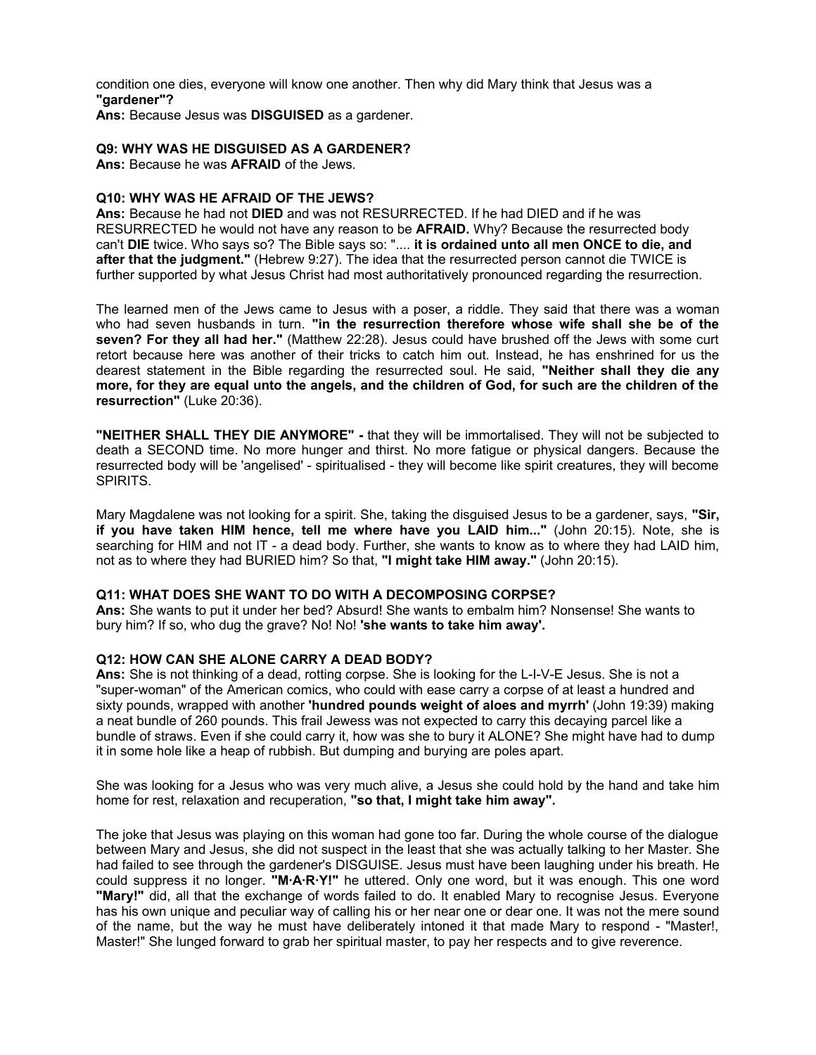condition one dies, everyone will know one another. Then why did Mary think that Jesus was a **"gardener"?**

**Ans:** Because Jesus was **DISGUISED** as a gardener.

**Q9: WHY WAS HE DISGUISED AS A GARDENER?**

**Ans:** Because he was **AFRAID** of the Jews.

**Q10: WHY WAS HE AFRAID OF THE JEWS?**

**Ans:** Because he had not **DIED** and was not RESURRECTED. If he had DIED and if he was RESURRECTED he would not have any reason to be **AFRAID.** Why? Because the resurrected body can't **DIE** twice. Who says so? The Bible says so: ".... **it is ordained unto all men ONCE to die, and after that the judgment."** (Hebrew 9:27). The idea that the resurrected person cannot die TWICE is further supported by what Jesus Christ had most authoritatively pronounced regarding the resurrection.

The learned men of the Jews came to Jesus with a poser, a riddle. They said that there was a woman who had seven husbands in turn. **"in the resurrection therefore whose wife shall she be of the seven? For they all had her."** (Matthew 22:28). Jesus could have brushed off the Jews with some curt retort because here was another of their tricks to catch him out. Instead, he has enshrined for us the dearest statement in the Bible regarding the resurrected soul. He said, **"Neither shall they die any more, for they are equal unto the angels, and the children of God, for such are the children of the resurrection"** (Luke 20:36).

**"NEITHER SHALL THEY DIE ANYMORE" -** that they will be immortalised. They will not be subjected to death a SECOND time. No more hunger and thirst. No more fatigue or physical dangers. Because the resurrected body will be 'angelised' - spiritualised - they will become like spirit creatures, they will become SPIRITS.

Mary Magdalene was not looking for a spirit. She, taking the disguised Jesus to be a gardener, says, **"Sir, if you have taken HIM hence, tell me where have you LAID him..."** (John 20:15). Note, she is searching for HIM and not IT - a dead body. Further, she wants to know as to where they had LAID him, not as to where they had BURIED him? So that, **"I might take HIM away."** (John 20:15).

**Q11: WHAT DOES SHE WANT TO DO WITH A DECOMPOSING CORPSE?**

**Ans:** She wants to put it under her bed? Absurd! She wants to embalm him? Nonsense! She wants to bury him? If so, who dug the grave? No! No! **'she wants to take him away'.**

**Q12: HOW CAN SHE ALONE CARRY A DEAD BODY?**

**Ans:** She is not thinking of a dead, rotting corpse. She is looking for the L-I-V-E Jesus. She is not a "super-woman" of the American comics, who could with ease carry a corpse of at least a hundred and sixty pounds, wrapped with another **'hundred pounds weight of aloes and myrrh'** (John 19:39) making a neat bundle of 260 pounds. This frail Jewess was not expected to carry this decaying parcel like a bundle of straws. Even if she could carry it, how was she to bury it ALONE? She might have had to dump it in some hole like a heap of rubbish. But dumping and burying are poles apart.

She was looking for a Jesus who was very much alive, a Jesus she could hold by the hand and take him home for rest, relaxation and recuperation, **"so that, I might take him away".**

The joke that Jesus was playing on this woman had gone too far. During the whole course of the dialogue between Mary and Jesus, she did not suspect in the least that she was actually talking to her Master. She had failed to see through the gardener's DISGUISE. Jesus must have been laughing under his breath. He could suppress it no longer. **"M·A·R·Y!"** he uttered. Only one word, but it was enough. This one word **"Mary!"** did, all that the exchange of words failed to do. It enabled Mary to recognise Jesus. Everyone has his own unique and peculiar way of calling his or her near one or dear one. It was not the mere sound of the name, but the way he must have deliberately intoned it that made Mary to respond - "Master!, Master!" She lunged forward to grab her spiritual master, to pay her respects and to give reverence.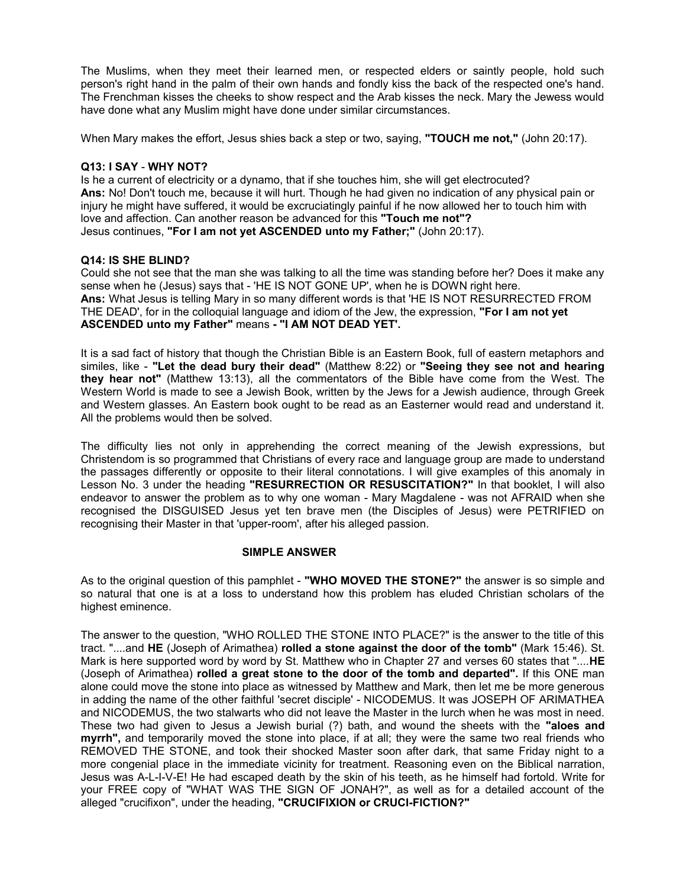The Muslims, when they meet their learned men, or respected elders or saintly people, hold such person's right hand in the palm of their own hands and fondly kiss the back of the respected one's hand. The Frenchman kisses the cheeks to show respect and the Arab kisses the neck. Mary the Jewess would have done what any Muslim might have done under similar circumstances.

When Mary makes the effort, Jesus shies back a step or two, saying, **"TOUCH me not,"** (John 20:17).

**Q13: I SAY - WHY NOT?**
Is he a current of electricity or a dynamo, that if she touches him, she will get electrocuted?
**Ans:** No! Don't touch me, because it will hurt. Though he had given no indication of any physical pain or injury he might have suffered, it would be excruciatingly painful if he now allowed her to touch him with love and affection. Can another reason be advanced for this **"Touch me not"?**
Jesus continues, **"For I am not yet ASCENDED unto my Father;"** (John 20:17).

**Q14: IS SHE BLIND?**
Could she not see that the man she was talking to all the time was standing before her? Does it make any sense when he (Jesus) says that - 'HE IS NOT GONE UP', when he is DOWN right here.
**Ans:** What Jesus is telling Mary in so many different words is that 'HE IS NOT RESURRECTED FROM THE DEAD', for in the colloquial language and idiom of the Jew, the expression, **"For I am not yet ASCENDED unto my Father"** means **- "I AM NOT DEAD YET'.**

It is a sad fact of history that though the Christian Bible is an Eastern Book, full of eastern metaphors and similes, like - **"Let the dead bury their dead"** (Matthew 8:22) or **"Seeing they see not and hearing they hear not"** (Matthew 13:13), all the commentators of the Bible have come from the West. The Western World is made to see a Jewish Book, written by the Jews for a Jewish audience, through Greek and Western glasses. An Eastern book ought to be read as an Easterner would read and understand it. All the problems would then be solved.

The difficulty lies not only in apprehending the correct meaning of the Jewish expressions, but Christendom is so programmed that Christians of every race and language group are made to understand the passages differently or opposite to their literal connotations. I will give examples of this anomaly in Lesson No. 3 under the heading **"RESURRECTION OR RESUSCITATION?"** In that booklet, I will also endeavor to answer the problem as to why one woman - Mary Magdalene - was not AFRAID when she recognised the DISGUISED Jesus yet ten brave men (the Disciples of Jesus) were PETRIFIED on recognising their Master in that 'upper-room', after his alleged passion.

**SIMPLE ANSWER**

As to the original question of this pamphlet - **"WHO MOVED THE STONE?"** the answer is so simple and so natural that one is at a loss to understand how this problem has eluded Christian scholars of the highest eminence.

The answer to the question, "WHO ROLLED THE STONE INTO PLACE?" is the answer to the title of this tract. "....and **HE** (Joseph of Arimathea) **rolled a stone against the door of the tomb"** (Mark 15:46). St. Mark is here supported word by word by St. Matthew who in Chapter 27 and verses 60 states that "....**HE** (Joseph of Arimathea) **rolled a great stone to the door of the tomb and departed".** If this ONE man alone could move the stone into place as witnessed by Matthew and Mark, then let me be more generous in adding the name of the other faithful 'secret disciple' - NICODEMUS. It was JOSEPH OF ARIMATHEA and NICODEMUS, the two stalwarts who did not leave the Master in the lurch when he was most in need. These two had given to Jesus a Jewish burial (?) bath, and wound the sheets with the **"aloes and myrrh",** and temporarily moved the stone into place, if at all; they were the same two real friends who REMOVED THE STONE, and took their shocked Master soon after dark, that same Friday night to a more congenial place in the immediate vicinity for treatment. Reasoning even on the Biblical narration, Jesus was A-L-I-V-E! He had escaped death by the skin of his teeth, as he himself had fortold. Write for your FREE copy of "WHAT WAS THE SIGN OF JONAH?", as well as for a detailed account of the alleged "crucifixon", under the heading, **"CRUCIFIXION or CRUCI-FICTION?"**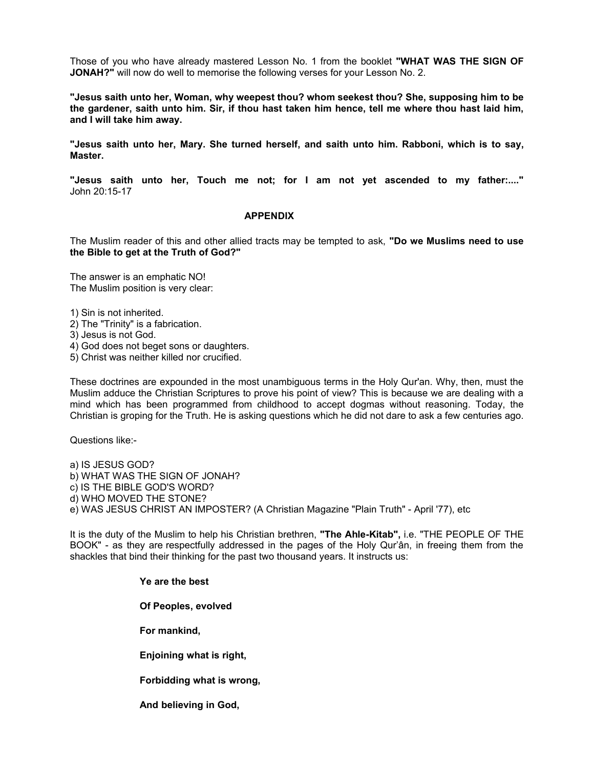Those of you who have already mastered Lesson No. 1 from the booklet **"WHAT WAS THE SIGN OF JONAH?"** will now do well to memorise the following verses for your Lesson No. 2.

**"Jesus saith unto her, Woman, why weepest thou? whom seekest thou? She, supposing him to be the gardener, saith unto him. Sir, if thou hast taken him hence, tell me where thou hast laid him, and I will take him away.**

**"Jesus saith unto her, Mary. She turned herself, and saith unto him. Rabboni, which is to say, Master.**

**"Jesus saith unto her, Touch me not; for I am not yet ascended to my father:...."** John 20:15-17

## APPENDIX

The Muslim reader of this and other allied tracts may be tempted to ask, **"Do we Muslims need to use the Bible to get at the Truth of God?"**

The answer is an emphatic NO!
The Muslim position is very clear:

1) Sin is not inherited.
2) The "Trinity" is a fabrication.
3) Jesus is not God.
4) God does not beget sons or daughters.
5) Christ was neither killed nor crucified.

These doctrines are expounded in the most unambiguous terms in the Holy Qur'an. Why, then, must the Muslim adduce the Christian Scriptures to prove his point of view? This is because we are dealing with a mind which has been programmed from childhood to accept dogmas without reasoning. Today, the Christian is groping for the Truth. He is asking questions which he did not dare to ask a few centuries ago.

Questions like:-

a) IS JESUS GOD?
b) WHAT WAS THE SIGN OF JONAH?
c) IS THE BIBLE GOD'S WORD?
d) WHO MOVED THE STONE?
e) WAS JESUS CHRIST AN IMPOSTER? (A Christian Magazine "Plain Truth" - April '77), etc

It is the duty of the Muslim to help his Christian brethren, **"The Ahle-Kitab",** i.e. "THE PEOPLE OF THE BOOK" - as they are respectfully addressed in the pages of the Holy Qur'ân, in freeing them from the shackles that bind their thinking for the past two thousand years. It instructs us:

> **Ye are the best**
>
> **Of Peoples, evolved**
>
> **For mankind,**
>
> **Enjoining what is right,**
>
> **Forbidding what is wrong,**
>
> **And believing in God,**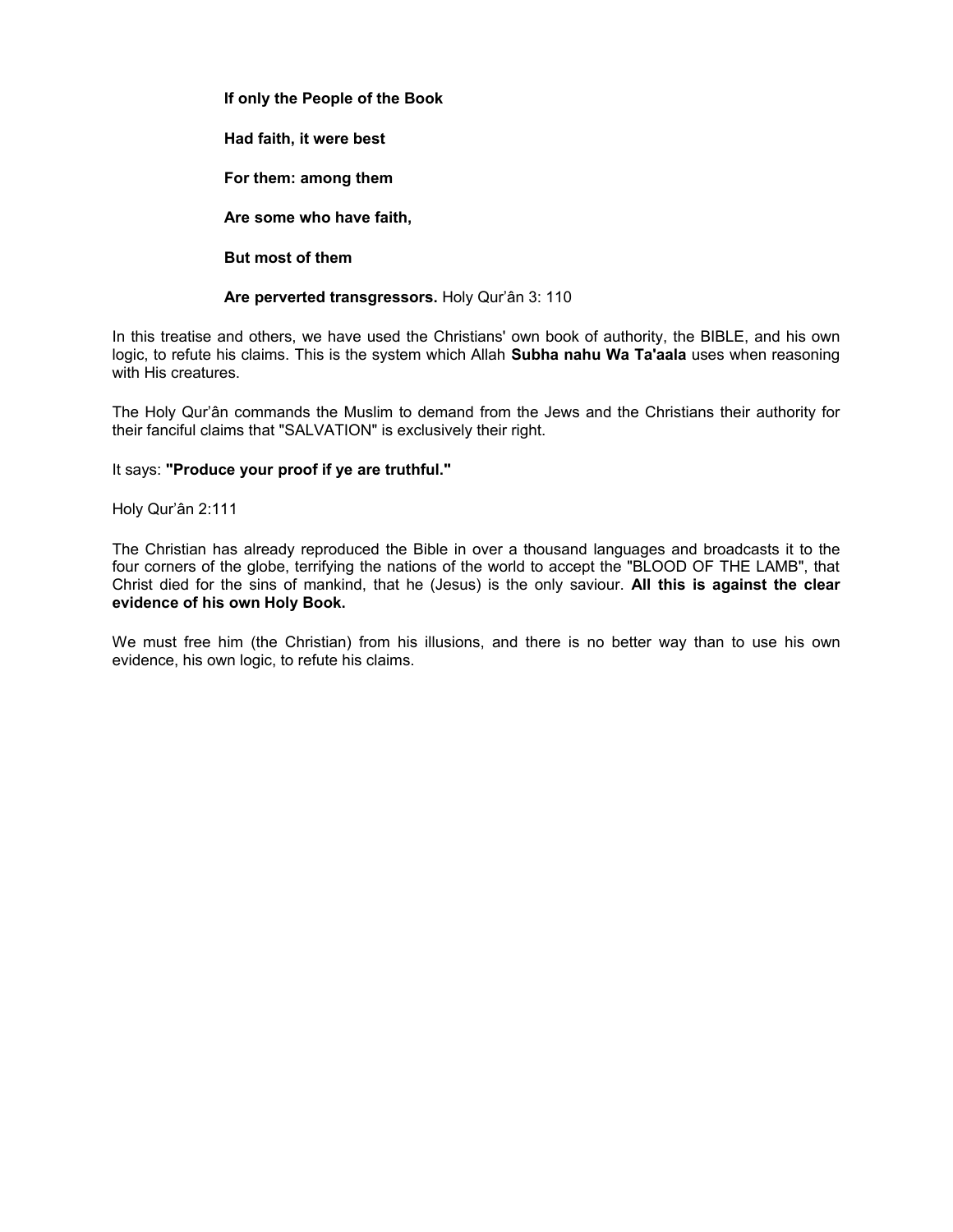**If only the People of the Book**

**Had faith, it were best**

**For them: among them**

**Are some who have faith,**

**But most of them**

**Are perverted transgressors.** Holy Qur'ân 3: 110

In this treatise and others, we have used the Christians' own book of authority, the BIBLE, and his own logic, to refute his claims. This is the system which Allah **Subha nahu Wa Ta'aala** uses when reasoning with His creatures.

The Holy Qur'ân commands the Muslim to demand from the Jews and the Christians their authority for their fanciful claims that "SALVATION" is exclusively their right.

It says: **"Produce your proof if ye are truthful."**

Holy Qur'ân 2:111

The Christian has already reproduced the Bible in over a thousand languages and broadcasts it to the four corners of the globe, terrifying the nations of the world to accept the "BLOOD OF THE LAMB", that Christ died for the sins of mankind, that he (Jesus) is the only saviour. **All this is against the clear evidence of his own Holy Book.**

We must free him (the Christian) from his illusions, and there is no better way than to use his own evidence, his own logic, to refute his claims.